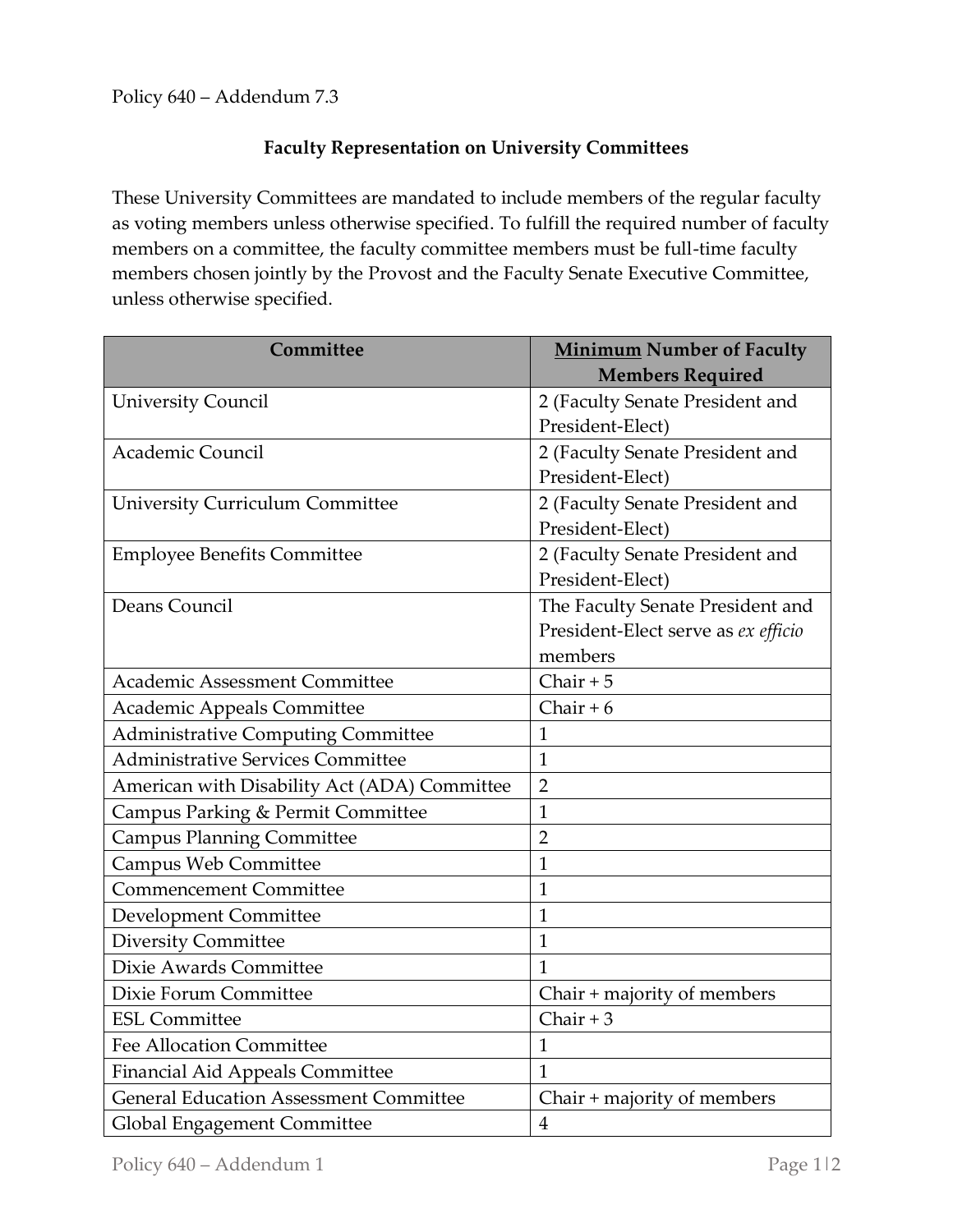Policy 640 – Addendum 7.3

## Faculty Representation on University Committees

These University Committees are mandated to include members of the regular faculty as voting members unless otherwise specified. To fulfill the required number of faculty members on a committee, the faculty committee members must be full-time faculty members chosen jointly by the Provost and the Faculty Senate Executive Committee, unless otherwise specified.

| Committee | <u>Minimum</u> Number of Faculty Members Required |
|---|---|
| University Council | 2 (Faculty Senate President and President-Elect) |
| Academic Council | 2 (Faculty Senate President and President-Elect) |
| University Curriculum Committee | 2 (Faculty Senate President and President-Elect) |
| Employee Benefits Committee | 2 (Faculty Senate President and President-Elect) |
| Deans Council | The Faculty Senate President and President-Elect serve as *ex efficio* members |
| Academic Assessment Committee | Chair + 5 |
| Academic Appeals Committee | Chair + 6 |
| Administrative Computing Committee | 1 |
| Administrative Services Committee | 1 |
| American with Disability Act (ADA) Committee | 2 |
| Campus Parking & Permit Committee | 1 |
| Campus Planning Committee | 2 |
| Campus Web Committee | 1 |
| Commencement Committee | 1 |
| Development Committee | 1 |
| Diversity Committee | 1 |
| Dixie Awards Committee | 1 |
| Dixie Forum Committee | Chair + majority of members |
| ESL Committee | Chair + 3 |
| Fee Allocation Committee | 1 |
| Financial Aid Appeals Committee | 1 |
| General Education Assessment Committee | Chair + majority of members |
| Global Engagement Committee | 4 |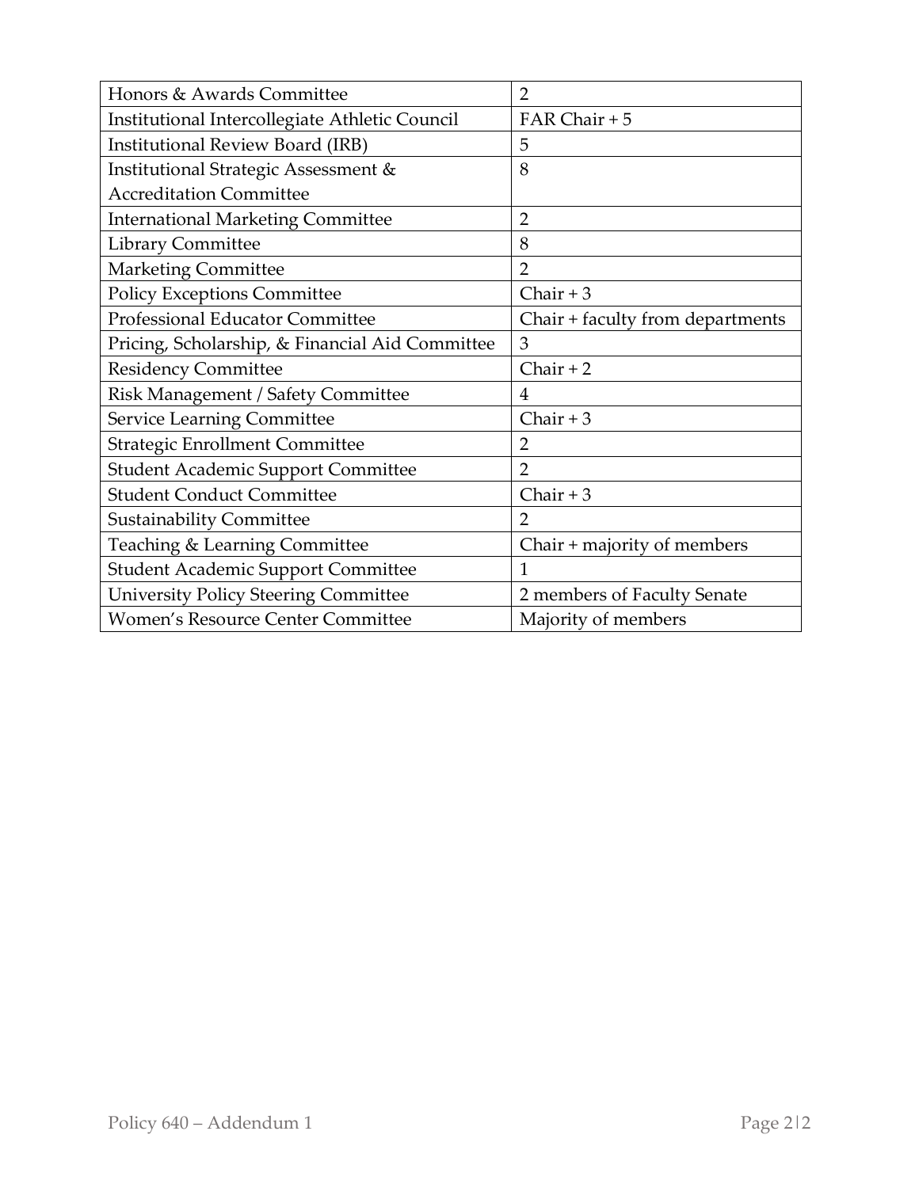| | |
|---|---|
| Honors & Awards Committee | 2 |
| Institutional Intercollegiate Athletic Council | FAR Chair + 5 |
| Institutional Review Board (IRB) | 5 |
| Institutional Strategic Assessment & Accreditation Committee | 8 |
| International Marketing Committee | 2 |
| Library Committee | 8 |
| Marketing Committee | 2 |
| Policy Exceptions Committee | Chair + 3 |
| Professional Educator Committee | Chair + faculty from departments |
| Pricing, Scholarship, & Financial Aid Committee | 3 |
| Residency Committee | Chair + 2 |
| Risk Management / Safety Committee | 4 |
| Service Learning Committee | Chair + 3 |
| Strategic Enrollment Committee | 2 |
| Student Academic Support Committee | 2 |
| Student Conduct Committee | Chair + 3 |
| Sustainability Committee | 2 |
| Teaching & Learning Committee | Chair + majority of members |
| Student Academic Support Committee | 1 |
| University Policy Steering Committee | 2 members of Faculty Senate |
| Women's Resource Center Committee | Majority of members |